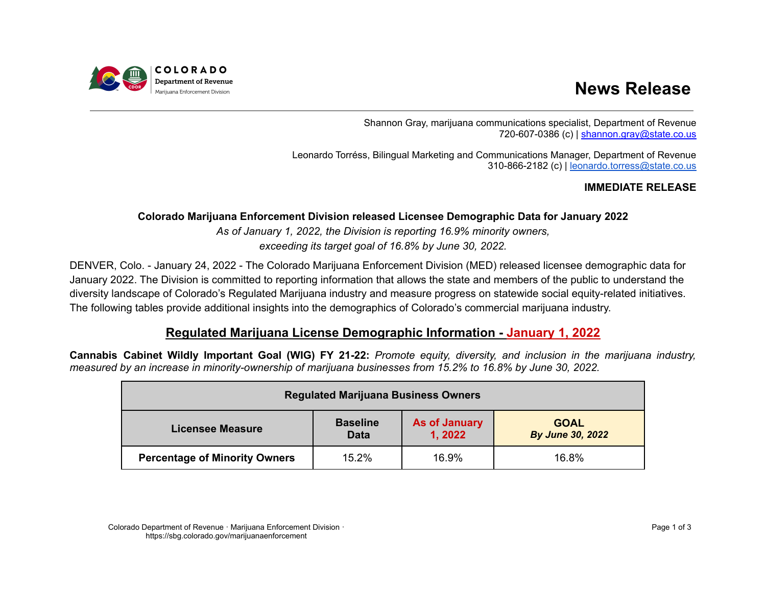COLORADO
Department of Revenue
Marijuana Enforcement Division

# News Release

Shannon Gray, marijuana communications specialist, Department of Revenue
720-607-0386 (c) | shannon.gray@state.co.us

Leonardo Torréss, Bilingual Marketing and Communications Manager, Department of Revenue
310-866-2182 (c) | leonardo.torress@state.co.us

**IMMEDIATE RELEASE**

**Colorado Marijuana Enforcement Division released Licensee Demographic Data for January 2022**

*As of January 1, 2022, the Division is reporting 16.9% minority owners, exceeding its target goal of 16.8% by June 30, 2022.*

DENVER, Colo. - January 24, 2022 - The Colorado Marijuana Enforcement Division (MED) released licensee demographic data for January 2022. The Division is committed to reporting information that allows the state and members of the public to understand the diversity landscape of Colorado's Regulated Marijuana industry and measure progress on statewide social equity-related initiatives. The following tables provide additional insights into the demographics of Colorado's commercial marijuana industry.

## Regulated Marijuana License Demographic Information - January 1, 2022

**Cannabis Cabinet Wildly Important Goal (WIG) FY 21-22:** *Promote equity, diversity, and inclusion in the marijuana industry, measured by an increase in minority-ownership of marijuana businesses from 15.2% to 16.8% by June 30, 2022.*

| Regulated Marijuana Business Owners | | | |
|---|---|---|---|
| **Licensee Measure** | **Baseline Data** | **As of January 1, 2022** | **GOAL** *By June 30, 2022* |
| **Percentage of Minority Owners** | 15.2% | 16.9% | 16.8% |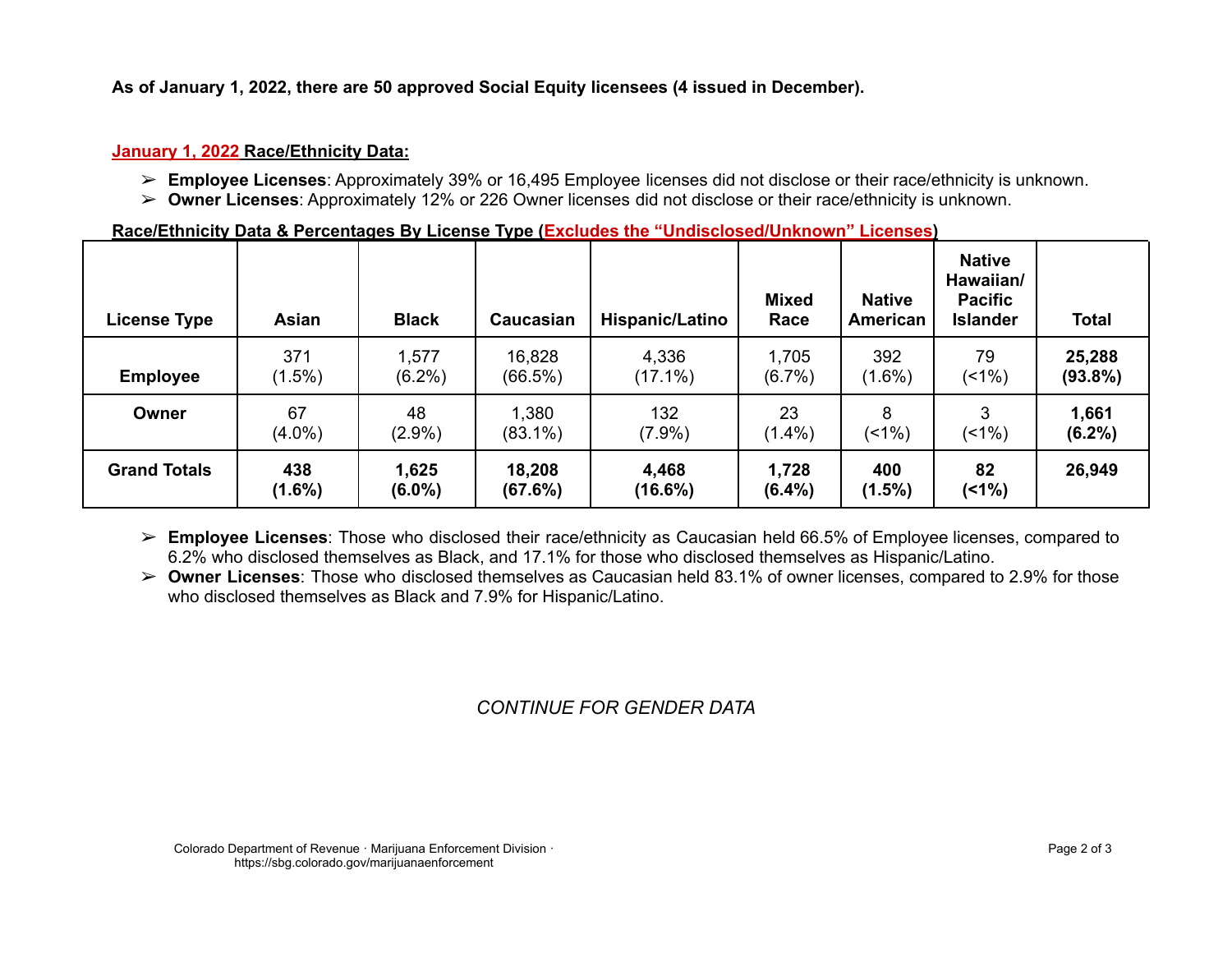**As of January 1, 2022, there are 50 approved Social Equity licensees (4 issued in December).**

**January 1, 2022 Race/Ethnicity Data:**

- **Employee Licenses**: Approximately 39% or 16,495 Employee licenses did not disclose or their race/ethnicity is unknown.
- **Owner Licenses**: Approximately 12% or 226 Owner licenses did not disclose or their race/ethnicity is unknown.

**Race/Ethnicity Data & Percentages By License Type (Excludes the "Undisclosed/Unknown" Licenses)**

| License Type | Asian | Black | Caucasian | Hispanic/Latino | Mixed Race | Native American | Native Hawaiian/ Pacific Islander | Total |
|---|---|---|---|---|---|---|---|---|
| **Employee** | 371 (1.5%) | 1,577 (6.2%) | 16,828 (66.5%) | 4,336 (17.1%) | 1,705 (6.7%) | 392 (1.6%) | 79 (<1%) | **25,288 (93.8%)** |
| **Owner** | 67 (4.0%) | 48 (2.9%) | 1,380 (83.1%) | 132 (7.9%) | 23 (1.4%) | 8 (<1%) | 3 (<1%) | **1,661 (6.2%)** |
| **Grand Totals** | **438 (1.6%)** | **1,625 (6.0%)** | **18,208 (67.6%)** | **4,468 (16.6%)** | **1,728 (6.4%)** | **400 (1.5%)** | **82 (<1%)** | **26,949** |

- **Employee Licenses**: Those who disclosed their race/ethnicity as Caucasian held 66.5% of Employee licenses, compared to 6.2% who disclosed themselves as Black, and 17.1% for those who disclosed themselves as Hispanic/Latino.
- **Owner Licenses**: Those who disclosed themselves as Caucasian held 83.1% of owner licenses, compared to 2.9% for those who disclosed themselves as Black and 7.9% for Hispanic/Latino.

*CONTINUE FOR GENDER DATA*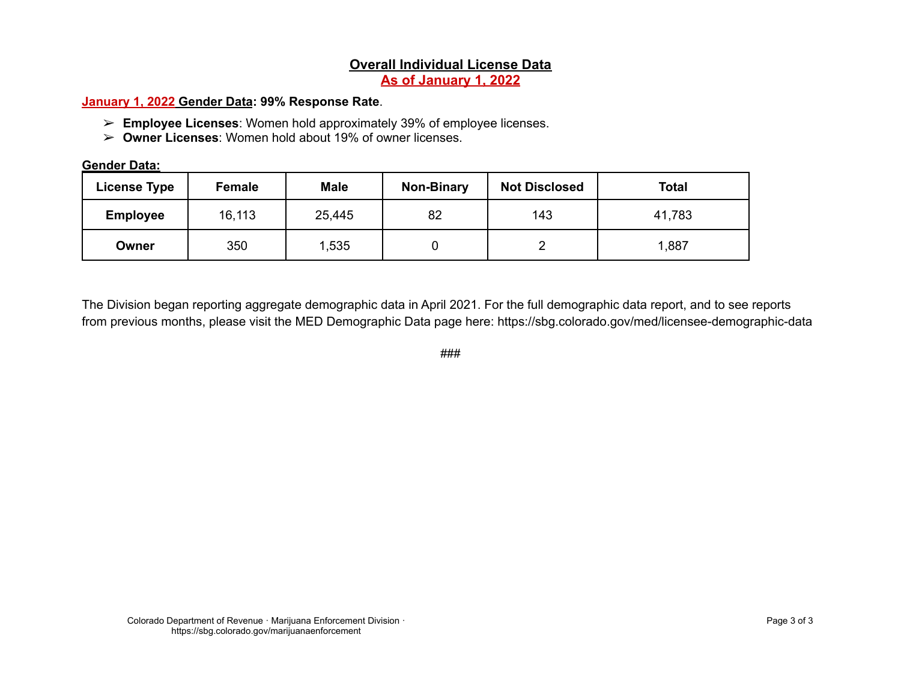## Overall Individual License Data
## As of January 1, 2022

**January 1, 2022 Gender Data: 99% Response Rate**.

- **Employee Licenses**: Women hold approximately 39% of employee licenses.
- **Owner Licenses**: Women hold about 19% of owner licenses.

**Gender Data:**

| License Type | Female | Male | Non-Binary | Not Disclosed | Total |
|---|---|---|---|---|---|
| **Employee** | 16,113 | 25,445 | 82 | 143 | 41,783 |
| **Owner** | 350 | 1,535 | 0 | 2 | 1,887 |

The Division began reporting aggregate demographic data in April 2021. For the full demographic data report, and to see reports from previous months, please visit the MED Demographic Data page here: https://sbg.colorado.gov/med/licensee-demographic-data

###

Colorado Department of Revenue · Marijuana Enforcement Division · https://sbg.colorado.gov/marijuanaenforcement